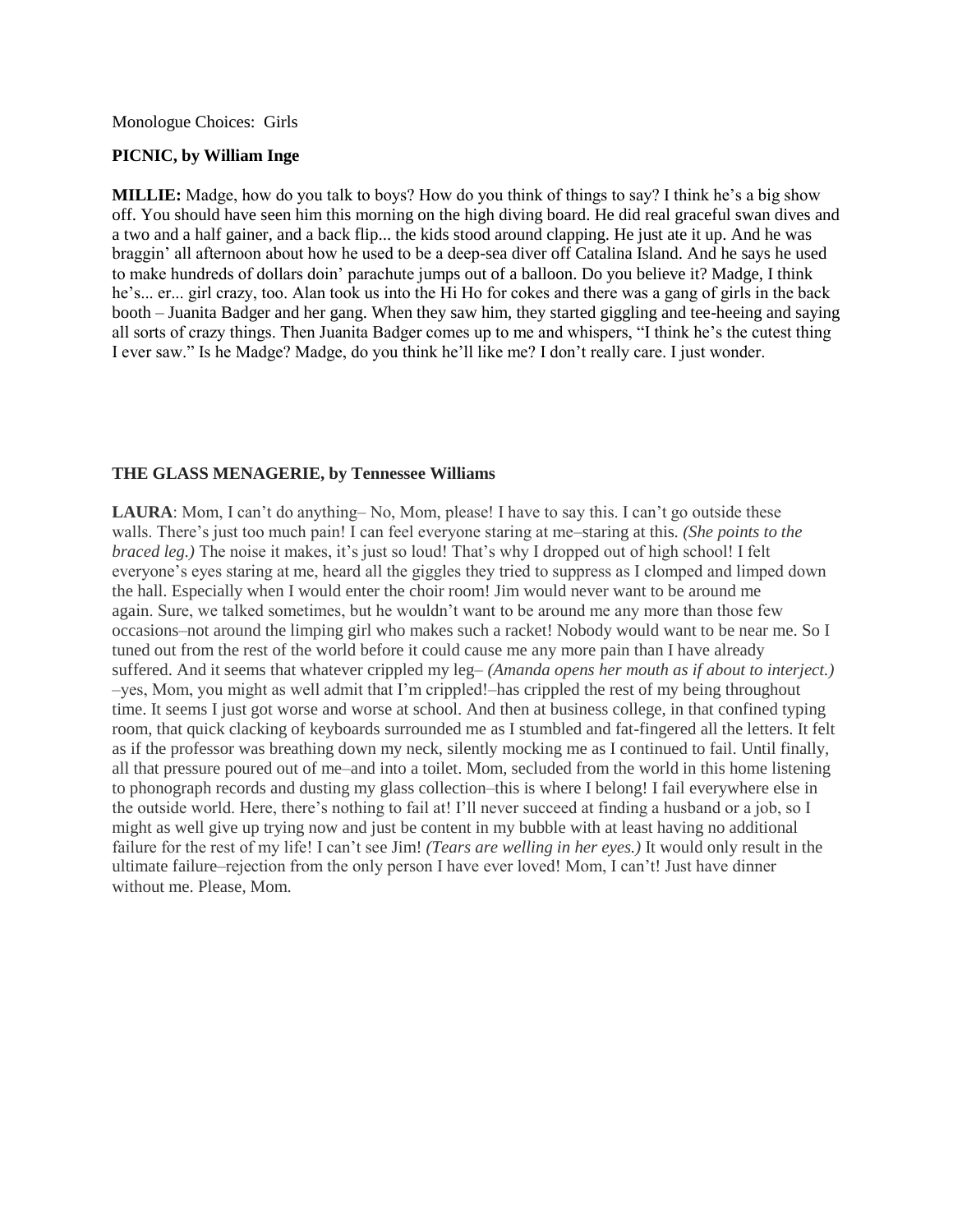Monologue Choices: Girls

**PICNIC, by William Inge**

**MILLIE:** Madge, how do you talk to boys? How do you think of things to say? I think he's a big show off. You should have seen him this morning on the high diving board. He did real graceful swan dives and a two and a half gainer, and a back flip... the kids stood around clapping. He just ate it up. And he was braggin' all afternoon about how he used to be a deep-sea diver off Catalina Island. And he says he used to make hundreds of dollars doin' parachute jumps out of a balloon. Do you believe it? Madge, I think he's... er... girl crazy, too. Alan took us into the Hi Ho for cokes and there was a gang of girls in the back booth – Juanita Badger and her gang. When they saw him, they started giggling and tee-heeing and saying all sorts of crazy things. Then Juanita Badger comes up to me and whispers, "I think he's the cutest thing I ever saw." Is he Madge? Madge, do you think he'll like me? I don't really care. I just wonder.

**THE GLASS MENAGERIE, by Tennessee Williams**

**LAURA**: Mom, I can't do anything– No, Mom, please! I have to say this. I can't go outside these walls. There's just too much pain! I can feel everyone staring at me–staring at this. *(She points to the braced leg.)* The noise it makes, it's just so loud! That's why I dropped out of high school! I felt everyone's eyes staring at me, heard all the giggles they tried to suppress as I clomped and limped down the hall. Especially when I would enter the choir room! Jim would never want to be around me again. Sure, we talked sometimes, but he wouldn't want to be around me any more than those few occasions–not around the limping girl who makes such a racket! Nobody would want to be near me. So I tuned out from the rest of the world before it could cause me any more pain than I have already suffered. And it seems that whatever crippled my leg– *(Amanda opens her mouth as if about to interject.)* –yes, Mom, you might as well admit that I'm crippled!–has crippled the rest of my being throughout time. It seems I just got worse and worse at school. And then at business college, in that confined typing room, that quick clacking of keyboards surrounded me as I stumbled and fat-fingered all the letters. It felt as if the professor was breathing down my neck, silently mocking me as I continued to fail. Until finally, all that pressure poured out of me–and into a toilet. Mom, secluded from the world in this home listening to phonograph records and dusting my glass collection–this is where I belong! I fail everywhere else in the outside world. Here, there's nothing to fail at! I'll never succeed at finding a husband or a job, so I might as well give up trying now and just be content in my bubble with at least having no additional failure for the rest of my life! I can't see Jim! *(Tears are welling in her eyes.)* It would only result in the ultimate failure–rejection from the only person I have ever loved! Mom, I can't! Just have dinner without me. Please, Mom.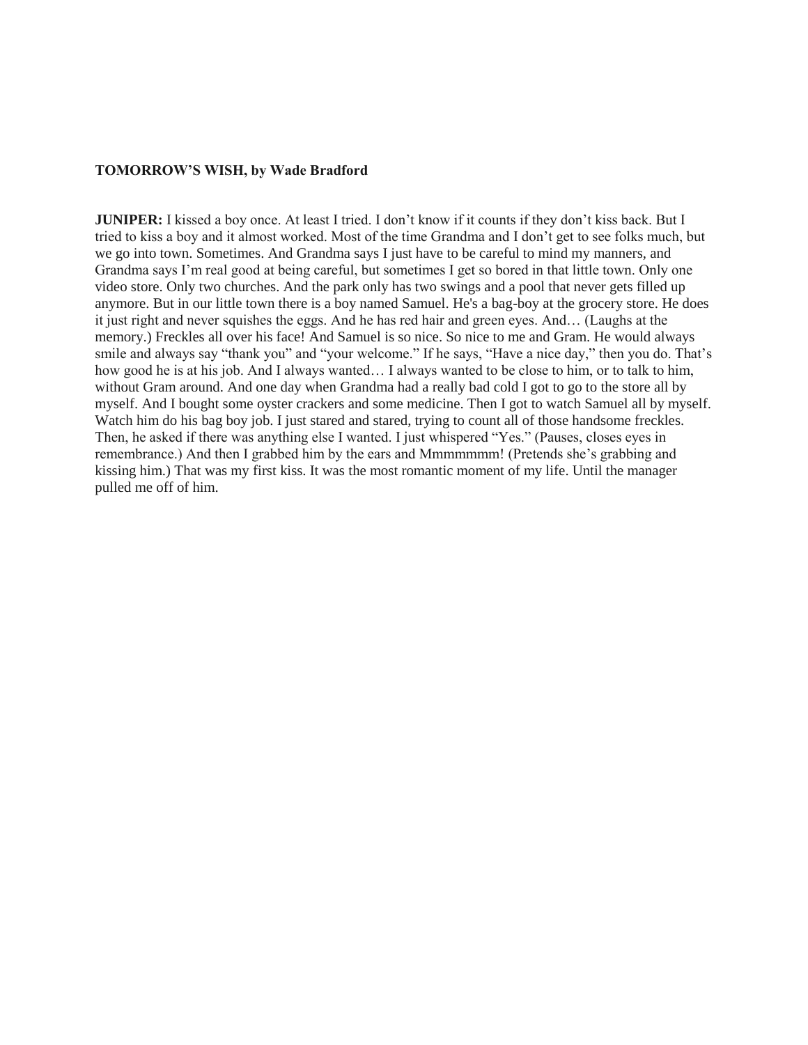**TOMORROW'S WISH, by Wade Bradford**

**JUNIPER:** I kissed a boy once. At least I tried. I don't know if it counts if they don't kiss back. But I tried to kiss a boy and it almost worked. Most of the time Grandma and I don't get to see folks much, but we go into town. Sometimes. And Grandma says I just have to be careful to mind my manners, and Grandma says I'm real good at being careful, but sometimes I get so bored in that little town. Only one video store. Only two churches. And the park only has two swings and a pool that never gets filled up anymore. But in our little town there is a boy named Samuel. He's a bag-boy at the grocery store. He does it just right and never squishes the eggs. And he has red hair and green eyes. And… (Laughs at the memory.) Freckles all over his face! And Samuel is so nice. So nice to me and Gram. He would always smile and always say "thank you" and "your welcome." If he says, "Have a nice day," then you do. That's how good he is at his job. And I always wanted… I always wanted to be close to him, or to talk to him, without Gram around. And one day when Grandma had a really bad cold I got to go to the store all by myself. And I bought some oyster crackers and some medicine. Then I got to watch Samuel all by myself. Watch him do his bag boy job. I just stared and stared, trying to count all of those handsome freckles. Then, he asked if there was anything else I wanted. I just whispered "Yes." (Pauses, closes eyes in remembrance.) And then I grabbed him by the ears and Mmmmmmm! (Pretends she's grabbing and kissing him.) That was my first kiss. It was the most romantic moment of my life. Until the manager pulled me off of him.